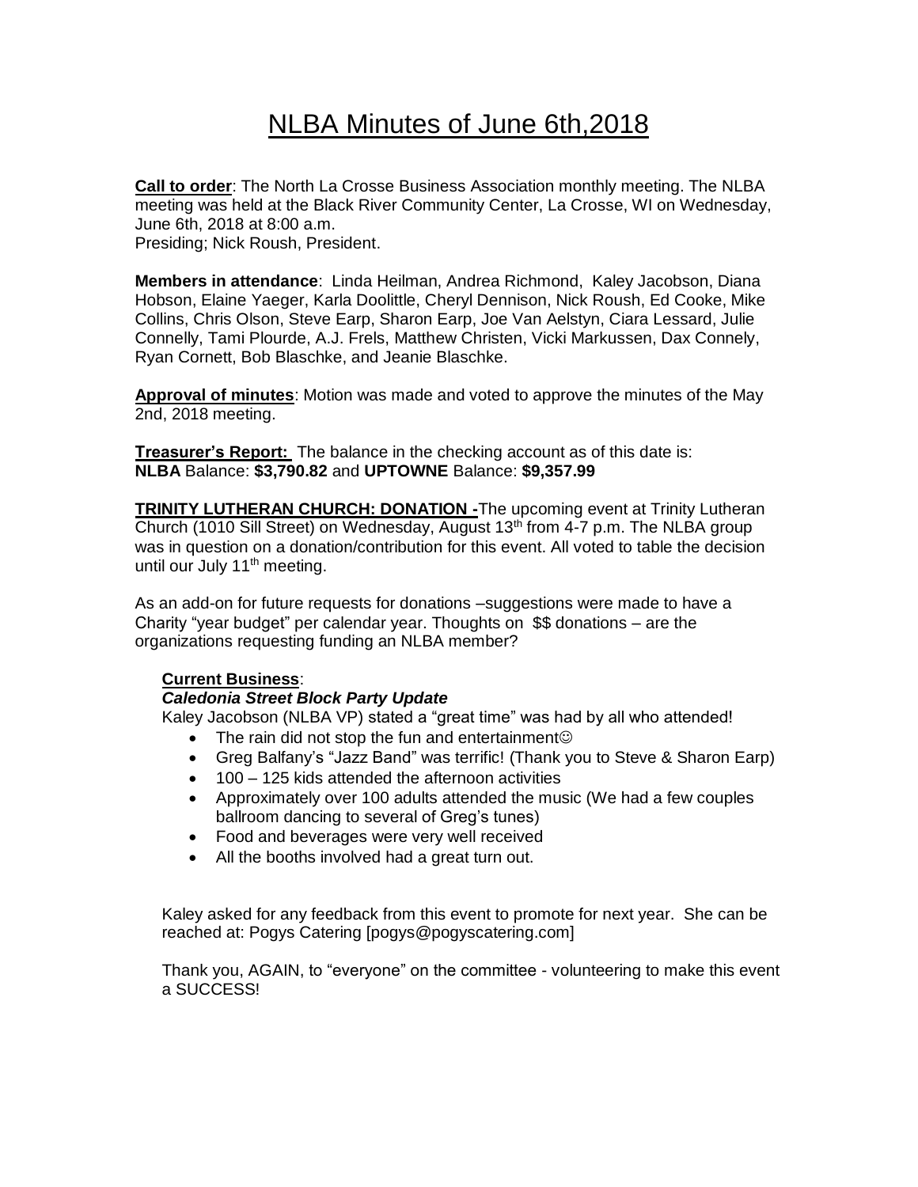# NLBA Minutes of June 6th,2018

**Call to order**: The North La Crosse Business Association monthly meeting. The NLBA meeting was held at the Black River Community Center, La Crosse, WI on Wednesday, June 6th, 2018 at 8:00 a.m.
Presiding; Nick Roush, President.

**Members in attendance**: Linda Heilman, Andrea Richmond, Kaley Jacobson, Diana Hobson, Elaine Yaeger, Karla Doolittle, Cheryl Dennison, Nick Roush, Ed Cooke, Mike Collins, Chris Olson, Steve Earp, Sharon Earp, Joe Van Aelstyn, Ciara Lessard, Julie Connelly, Tami Plourde, A.J. Frels, Matthew Christen, Vicki Markussen, Dax Connely, Ryan Cornett, Bob Blaschke, and Jeanie Blaschke.

**Approval of minutes**: Motion was made and voted to approve the minutes of the May 2nd, 2018 meeting.

**Treasurer's Report:** The balance in the checking account as of this date is:
**NLBA** Balance: **$3,790.82** and **UPTOWNE** Balance: **$9,357.99**

**TRINITY LUTHERAN CHURCH: DONATION -** The upcoming event at Trinity Lutheran Church (1010 Sill Street) on Wednesday, August 13th from 4-7 p.m. The NLBA group was in question on a donation/contribution for this event. All voted to table the decision until our July 11th meeting.

As an add-on for future requests for donations –suggestions were made to have a Charity "year budget" per calendar year. Thoughts on $$ donations – are the organizations requesting funding an NLBA member?

**Current Business**:

***Caledonia Street Block Party Update***

Kaley Jacobson (NLBA VP) stated a "great time" was had by all who attended!

- The rain did not stop the fun and entertainment☺
- Greg Balfany's "Jazz Band" was terrific! (Thank you to Steve & Sharon Earp)
- 100 – 125 kids attended the afternoon activities
- Approximately over 100 adults attended the music (We had a few couples ballroom dancing to several of Greg's tunes)
- Food and beverages were very well received
- All the booths involved had a great turn out.

Kaley asked for any feedback from this event to promote for next year. She can be reached at: Pogys Catering [pogys@pogyscatering.com]

Thank you, AGAIN, to "everyone" on the committee - volunteering to make this event a SUCCESS!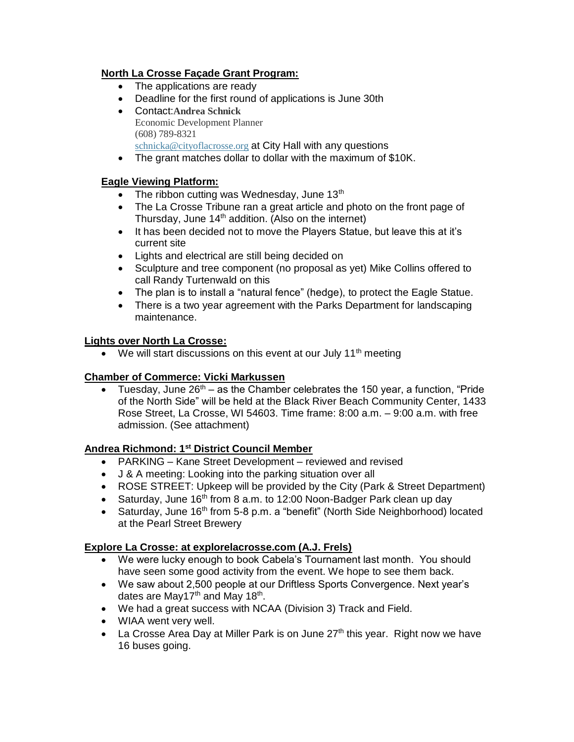**North La Crosse Façade Grant Program:**

- The applications are ready
- Deadline for the first round of applications is June 30th
- Contact: **Andrea Schnick**
  Economic Development Planner
  (608) 789-8321
  schnicka@cityoflacrosse.org at City Hall with any questions
- The grant matches dollar to dollar with the maximum of $10K.

**Eagle Viewing Platform:**

- The ribbon cutting was Wednesday, June 13th
- The La Crosse Tribune ran a great article and photo on the front page of Thursday, June 14th addition. (Also on the internet)
- It has been decided not to move the Players Statue, but leave this at it's current site
- Lights and electrical are still being decided on
- Sculpture and tree component (no proposal as yet) Mike Collins offered to call Randy Turtenwald on this
- The plan is to install a "natural fence" (hedge), to protect the Eagle Statue.
- There is a two year agreement with the Parks Department for landscaping maintenance.

**Lights over North La Crosse:**

- We will start discussions on this event at our July 11th meeting

**Chamber of Commerce: Vicki Markussen**

- Tuesday, June 26th – as the Chamber celebrates the 150 year, a function, "Pride of the North Side" will be held at the Black River Beach Community Center, 1433 Rose Street, La Crosse, WI 54603. Time frame: 8:00 a.m. – 9:00 a.m. with free admission. (See attachment)

**Andrea Richmond: 1st District Council Member**

- PARKING – Kane Street Development – reviewed and revised
- J & A meeting: Looking into the parking situation over all
- ROSE STREET: Upkeep will be provided by the City (Park & Street Department)
- Saturday, June 16th from 8 a.m. to 12:00 Noon-Badger Park clean up day
- Saturday, June 16th from 5-8 p.m. a "benefit" (North Side Neighborhood) located at the Pearl Street Brewery

**Explore La Crosse: at explorelacrosse.com (A.J. Frels)**

- We were lucky enough to book Cabela's Tournament last month. You should have seen some good activity from the event. We hope to see them back.
- We saw about 2,500 people at our Driftless Sports Convergence. Next year's dates are May17th and May 18th.
- We had a great success with NCAA (Division 3) Track and Field.
- WIAA went very well.
- La Crosse Area Day at Miller Park is on June 27th this year. Right now we have 16 buses going.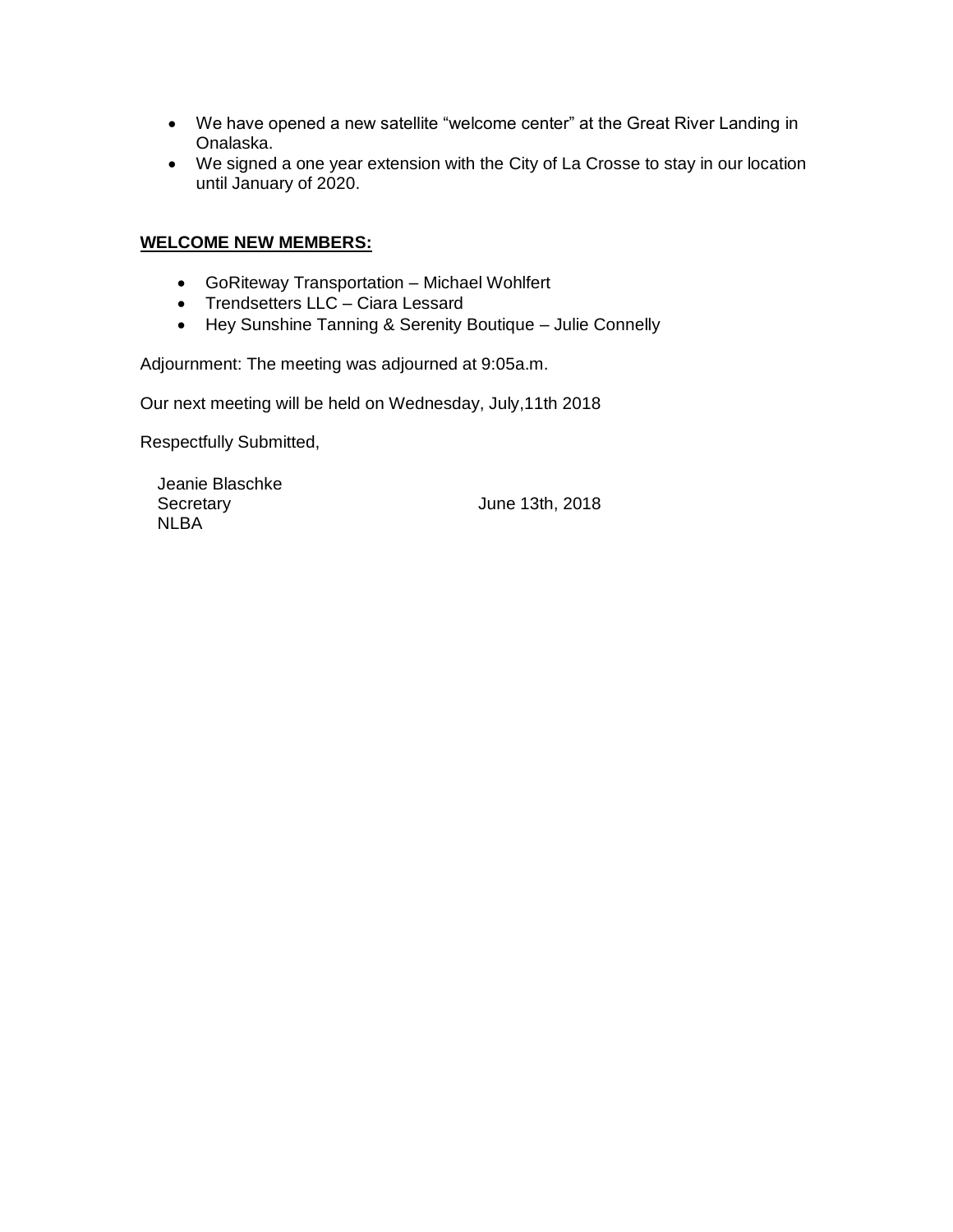- We have opened a new satellite "welcome center" at the Great River Landing in Onalaska.
- We signed a one year extension with the City of La Crosse to stay in our location until January of 2020.

**WELCOME NEW MEMBERS:**

- GoRiteway Transportation – Michael Wohlfert
- Trendsetters LLC – Ciara Lessard
- Hey Sunshine Tanning & Serenity Boutique – Julie Connelly

Adjournment: The meeting was adjourned at 9:05a.m.

Our next meeting will be held on Wednesday, July,11th 2018

Respectfully Submitted,

Jeanie Blaschke
Secretary June 13th, 2018
NLBA